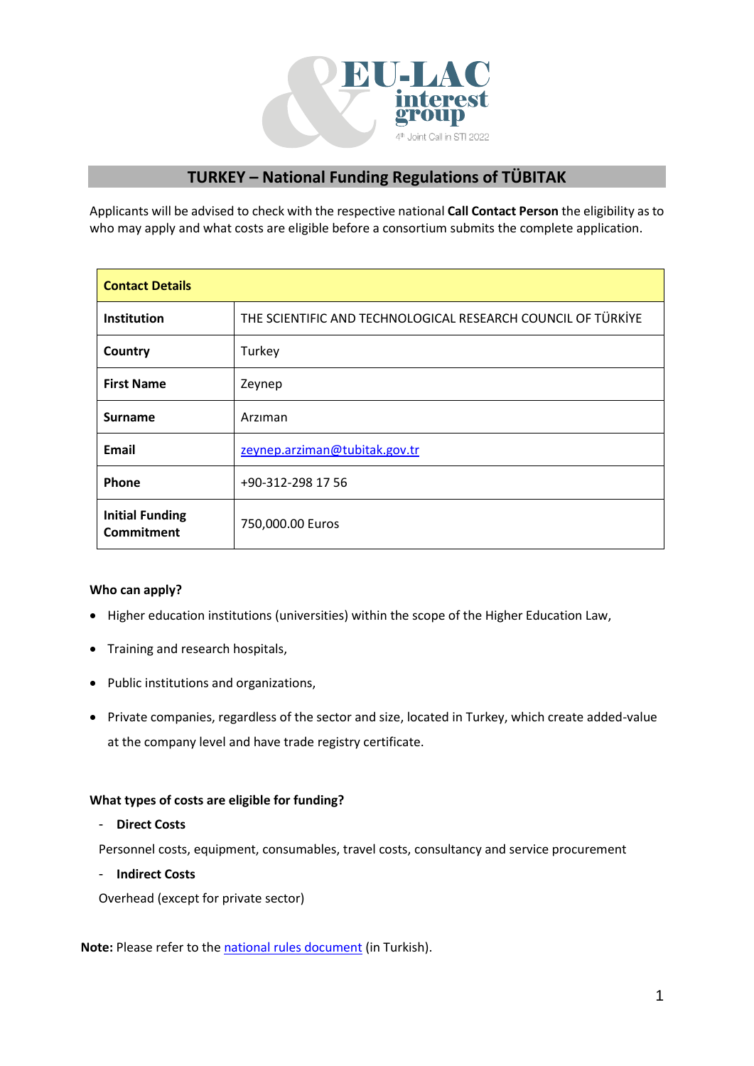## TURKEY – National Funding Regulations of TÜBITAK

Applicants will be advised to check with the respective national **Call Contact Person** the eligibility as to who may apply and what costs are eligible before a consortium submits the complete application.

| **Contact Details** | |
|---|---|
| **Institution** | THE SCIENTIFIC AND TECHNOLOGICAL RESEARCH COUNCIL OF TÜRKİYE |
| **Country** | Turkey |
| **First Name** | Zeynep |
| **Surname** | Arzıman |
| **Email** | zeynep.arziman@tubitak.gov.tr |
| **Phone** | +90-312-298 17 56 |
| **Initial Funding Commitment** | 750,000.00 Euros |

**Who can apply?**

- Higher education institutions (universities) within the scope of the Higher Education Law,
- Training and research hospitals,
- Public institutions and organizations,
- Private companies, regardless of the sector and size, located in Turkey, which create added-value at the company level and have trade registry certificate.

**What types of costs are eligible for funding?**

- **Direct Costs**

Personnel costs, equipment, consumables, travel costs, consultancy and service procurement

- **Indirect Costs**

Overhead (except for private sector)

**Note:** Please refer to the national rules document (in Turkish).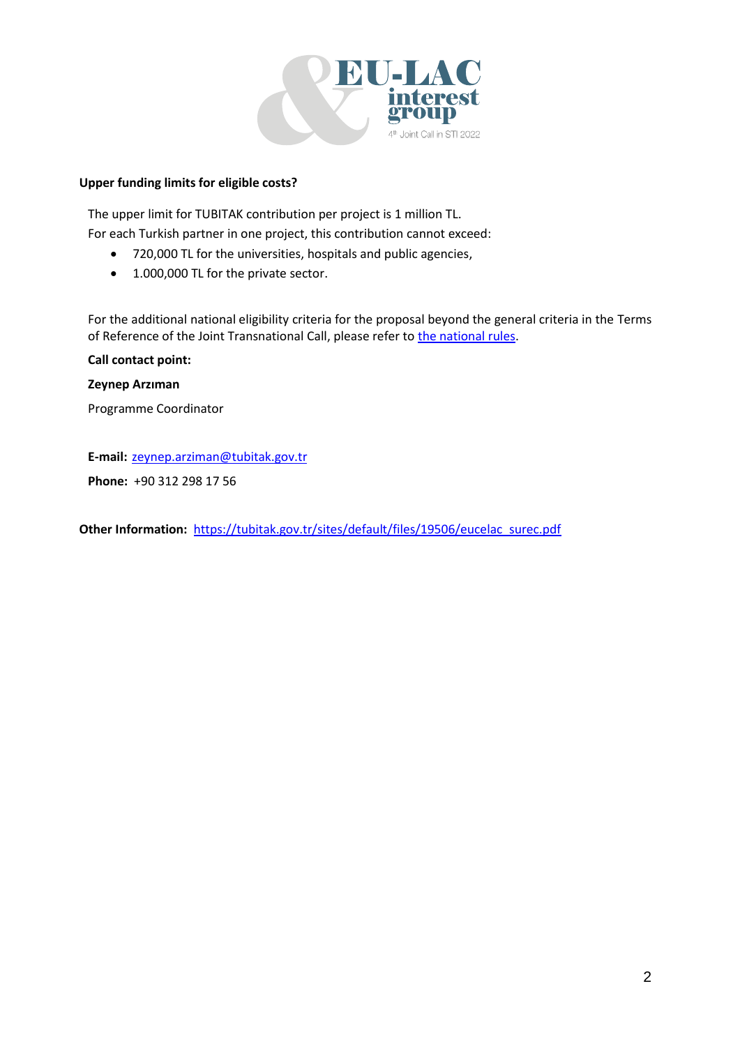**Upper funding limits for eligible costs?**

The upper limit for TUBITAK contribution per project is 1 million TL.
For each Turkish partner in one project, this contribution cannot exceed:

- 720,000 TL for the universities, hospitals and public agencies,
- 1.000,000 TL for the private sector.

For the additional national eligibility criteria for the proposal beyond the general criteria in the Terms of Reference of the Joint Transnational Call, please refer to the national rules.

**Call contact point:**

**Zeynep Arzıman**

Programme Coordinator

**E-mail:** zeynep.arziman@tubitak.gov.tr

**Phone:** +90 312 298 17 56

**Other Information:** https://tubitak.gov.tr/sites/default/files/19506/eucelac_surec.pdf